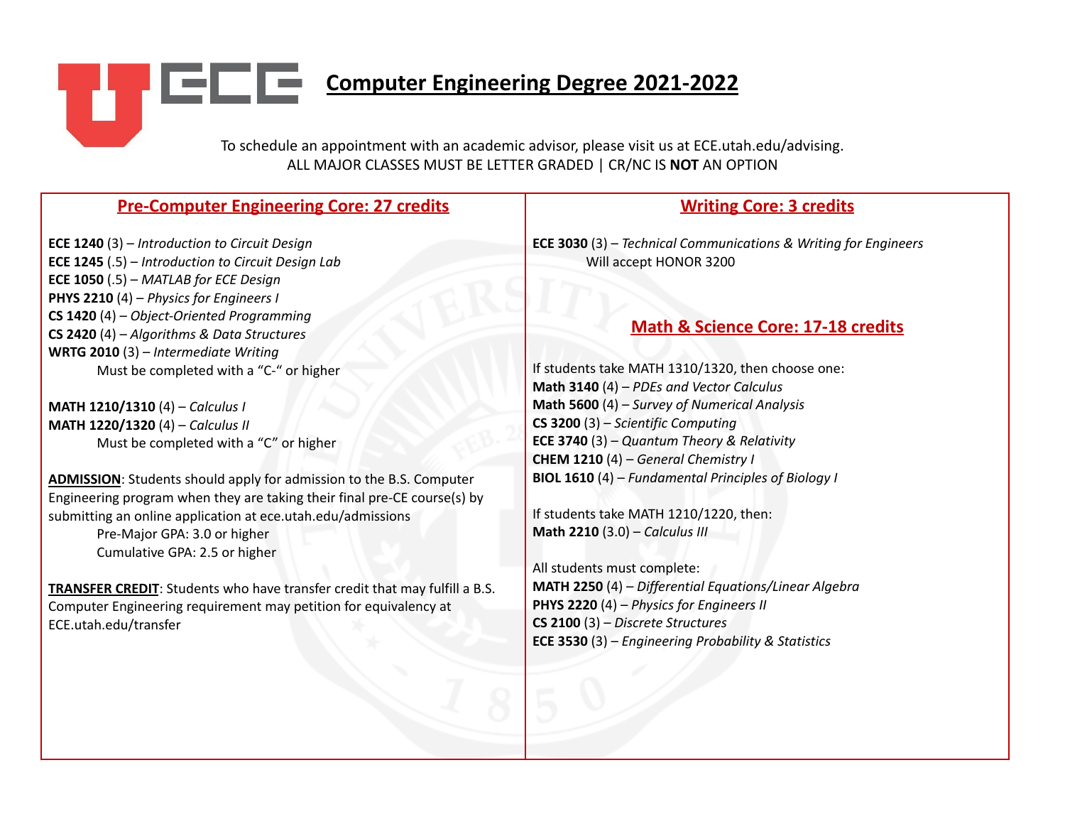# Computer Engineering Degree 2021-2022

To schedule an appointment with an academic advisor, please visit us at ECE.utah.edu/advising.
ALL MAJOR CLASSES MUST BE LETTER GRADED | CR/NC IS **NOT** AN OPTION

## Pre-Computer Engineering Core: 27 credits

**ECE 1240** (3) – *Introduction to Circuit Design*
**ECE 1245** (.5) – *Introduction to Circuit Design Lab*
**ECE 1050** (.5) – *MATLAB for ECE Design*
**PHYS 2210** (4) – *Physics for Engineers I*
**CS 1420** (4) – *Object-Oriented Programming*
**CS 2420** (4) – *Algorithms & Data Structures*
**WRTG 2010** (3) – *Intermediate Writing*
Must be completed with a "C-" or higher

**MATH 1210/1310** (4) – *Calculus I*
**MATH 1220/1320** (4) – *Calculus II*
Must be completed with a "C" or higher

**ADMISSION**: Students should apply for admission to the B.S. Computer Engineering program when they are taking their final pre-CE course(s) by submitting an online application at ece.utah.edu/admissions
Pre-Major GPA: 3.0 or higher
Cumulative GPA: 2.5 or higher

**TRANSFER CREDIT**: Students who have transfer credit that may fulfill a B.S. Computer Engineering requirement may petition for equivalency at ECE.utah.edu/transfer

## Writing Core: 3 credits

**ECE 3030** (3) – *Technical Communications & Writing for Engineers*
Will accept HONOR 3200

## Math & Science Core: 17-18 credits

If students take MATH 1310/1320, then choose one:
**Math 3140** (4) – *PDEs and Vector Calculus*
**Math 5600** (4) – *Survey of Numerical Analysis*
**CS 3200** (3) – *Scientific Computing*
**ECE 3740** (3) – *Quantum Theory & Relativity*
**CHEM 1210** (4) – *General Chemistry I*
**BIOL 1610** (4) – *Fundamental Principles of Biology I*

If students take MATH 1210/1220, then:
**Math 2210** (3.0) – *Calculus III*

All students must complete:
**MATH 2250** (4) – *Differential Equations/Linear Algebra*
**PHYS 2220** (4) – *Physics for Engineers II*
**CS 2100** (3) – *Discrete Structures*
**ECE 3530** (3) – *Engineering Probability & Statistics*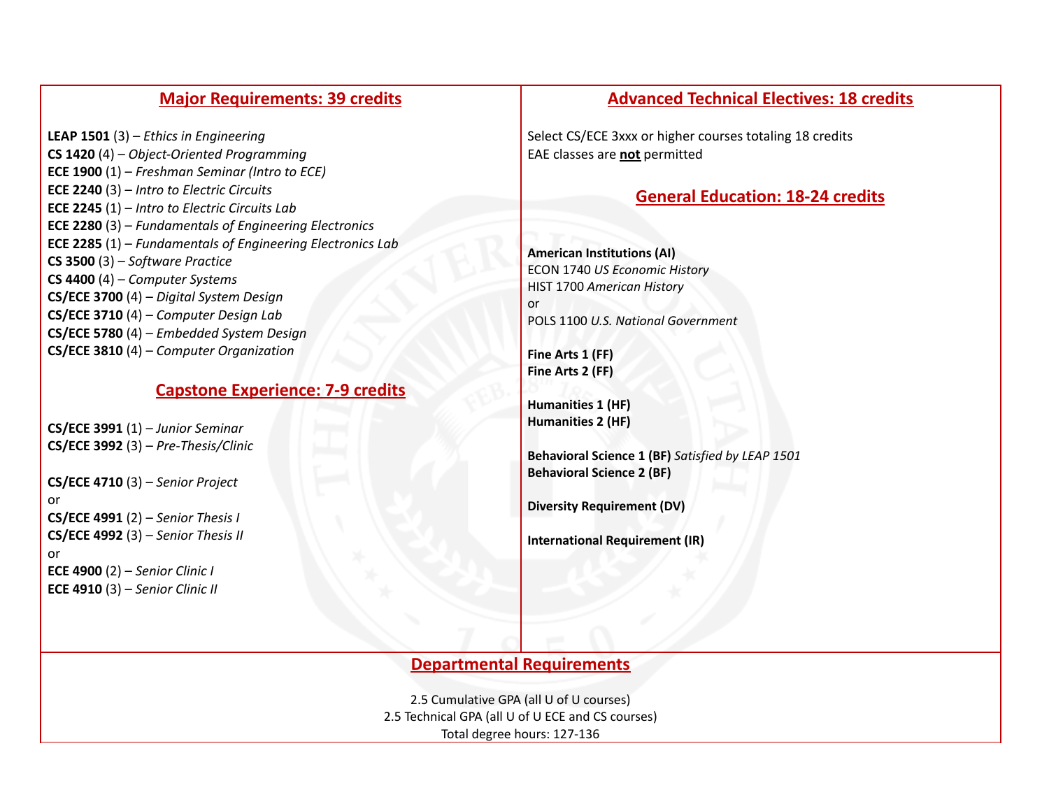## Major Requirements: 39 credits

**LEAP 1501** (3) – *Ethics in Engineering*
**CS 1420** (4) – *Object-Oriented Programming*
**ECE 1900** (1) – *Freshman Seminar (Intro to ECE)*
**ECE 2240** (3) – *Intro to Electric Circuits*
**ECE 2245** (1) – *Intro to Electric Circuits Lab*
**ECE 2280** (3) – *Fundamentals of Engineering Electronics*
**ECE 2285** (1) – *Fundamentals of Engineering Electronics Lab*
**CS 3500** (3) – *Software Practice*
**CS 4400** (4) – *Computer Systems*
**CS/ECE 3700** (4) – *Digital System Design*
**CS/ECE 3710** (4) – *Computer Design Lab*
**CS/ECE 5780** (4) – *Embedded System Design*
**CS/ECE 3810** (4) – *Computer Organization*

## Capstone Experience: 7-9 credits

**CS/ECE 3991** (1) – *Junior Seminar*
**CS/ECE 3992** (3) – *Pre-Thesis/Clinic*

**CS/ECE 4710** (3) – *Senior Project*
or
**CS/ECE 4991** (2) – *Senior Thesis I*
**CS/ECE 4992** (3) – *Senior Thesis II*
or
**ECE 4900** (2) – *Senior Clinic I*
**ECE 4910** (3) – *Senior Clinic II*

## Advanced Technical Electives: 18 credits

Select CS/ECE 3xxx or higher courses totaling 18 credits
EAE classes are **not** permitted

## General Education: 18-24 credits

**American Institutions (AI)**
ECON 1740 *US Economic History*
HIST 1700 *American History*
or
POLS 1100 *U.S. National Government*

**Fine Arts 1 (FF)**
**Fine Arts 2 (FF)**

**Humanities 1 (HF)**
**Humanities 2 (HF)**

**Behavioral Science 1 (BF)** *Satisfied by LEAP 1501*
**Behavioral Science 2 (BF)**

**Diversity Requirement (DV)**

**International Requirement (IR)**

## Departmental Requirements

2.5 Cumulative GPA (all U of U courses)
2.5 Technical GPA (all U of U ECE and CS courses)
Total degree hours: 127-136